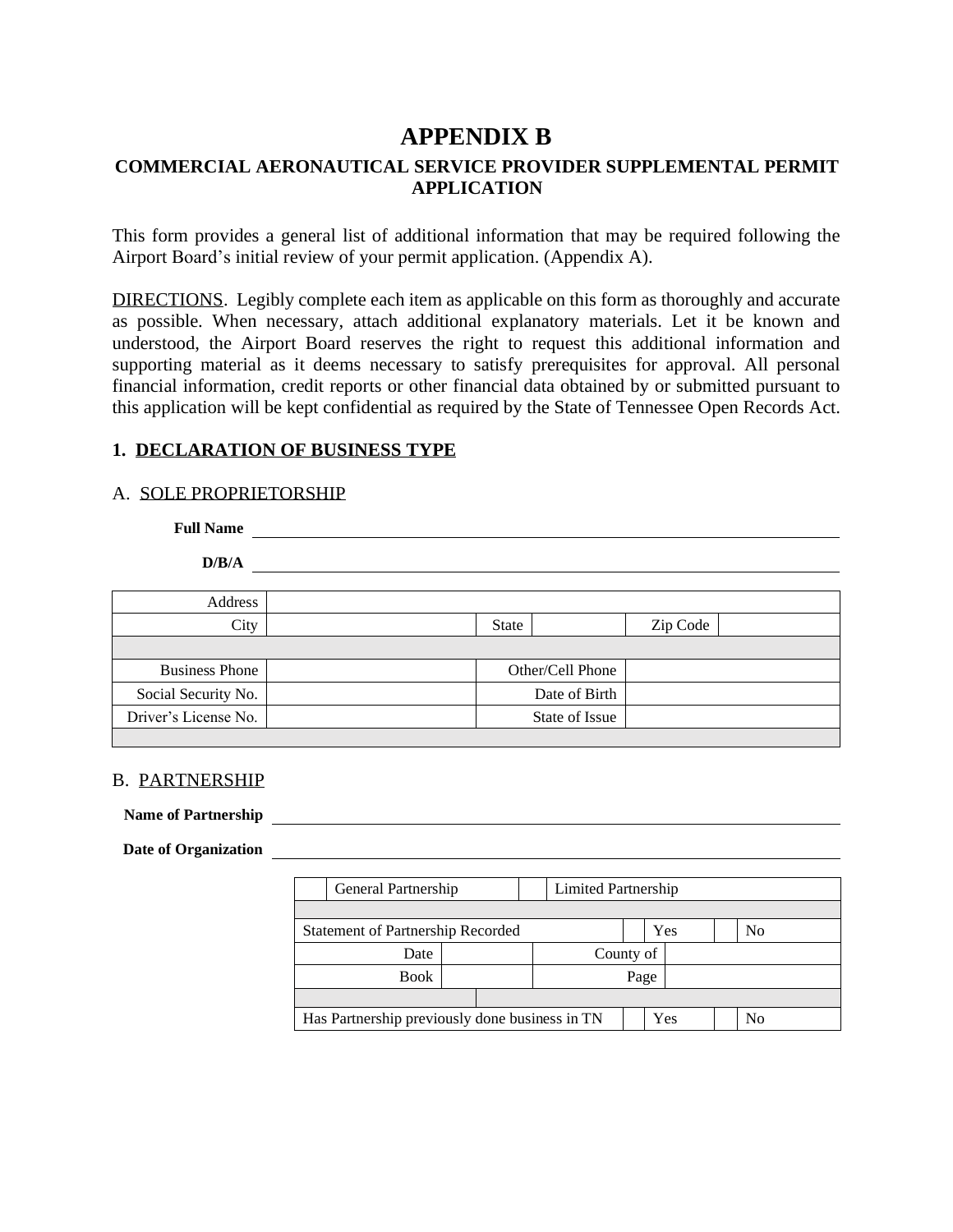// APPENDIX B

## COMMERCIAL AERONAUTICAL SERVICE PROVIDER SUPPLEMENTAL PERMIT APPLICATION

This form provides a general list of additional information that may be required following the Airport Board's initial review of your permit application. (Appendix A).

DIRECTIONS. Legibly complete each item as applicable on this form as thoroughly and accurate as possible. When necessary, attach additional explanatory materials. Let it be known and understood, the Airport Board reserves the right to request this additional information and supporting material as it deems necessary to satisfy prerequisites for approval. All personal financial information, credit reports or other financial data obtained by or submitted pursuant to this application will be kept confidential as required by the State of Tennessee Open Records Act.

### 1. DECLARATION OF BUSINESS TYPE

#### A. SOLE PROPRIETORSHIP

**Full Name** ______________________________

**D/B/A** ______________________________

| | | | | | |
|---|---|---|---|---|---|
| Address | | | | | |
| City | | State | | Zip Code | |
| | | | | | |
| Business Phone | | Other/Cell Phone | | | |
| Social Security No. | | Date of Birth | | | |
| Driver's License No. | | State of Issue | | | |
| | | | | | |

#### B. PARTNERSHIP

**Name of Partnership** ______________________________

**Date of Organization** ______________________________

| | | | | | |
|---|---|---|---|---|---|
| | General Partnership | | Limited Partnership | | |
| | | | | | |
| Statement of Partnership Recorded | | | Yes | | No |
| Date | | County of | | | |
| Book | | Page | | | |
| | | | | | |
| Has Partnership previously done business in TN | | | Yes | | No |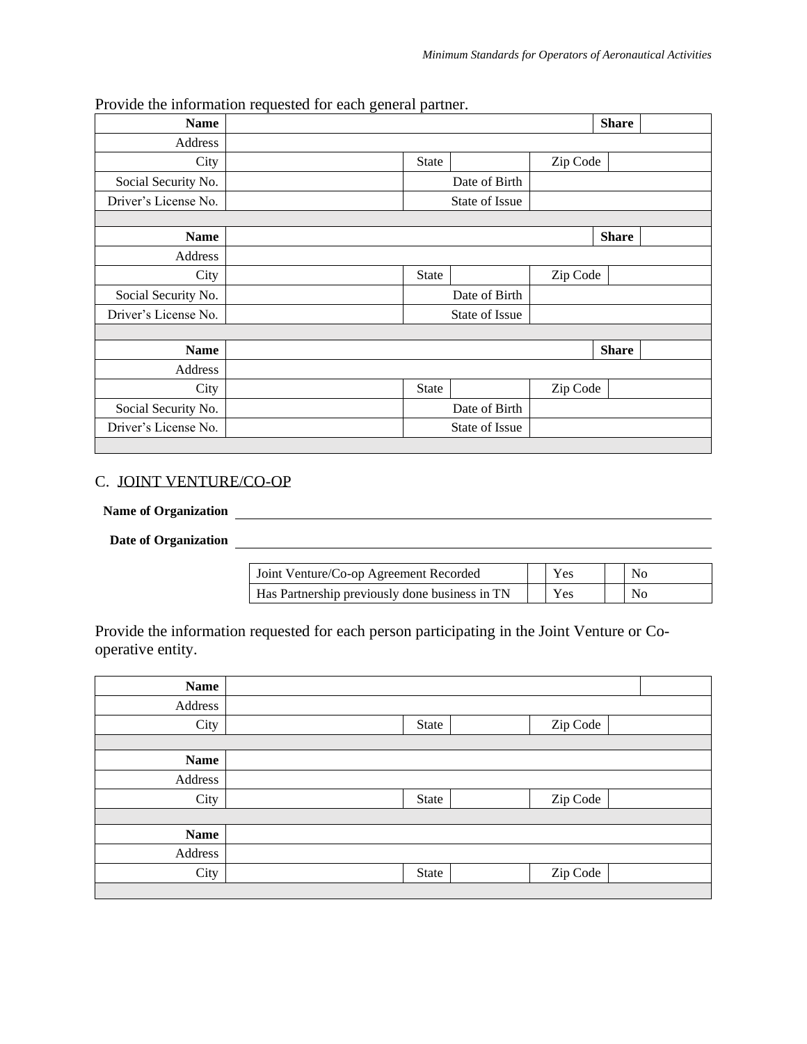Provide the information requested for each general partner.

| | | | | | | |
|---|---|---|---|---|---|---|
| **Name** | | | | | **Share** | |
| Address | | | | | | |
| City | | State | | Zip Code | | |
| Social Security No. | | Date of Birth | | | | |
| Driver's License No. | | State of Issue | | | | |
| | | | | | | |
| **Name** | | | | | **Share** | |
| Address | | | | | | |
| City | | State | | Zip Code | | |
| Social Security No. | | Date of Birth | | | | |
| Driver's License No. | | State of Issue | | | | |
| | | | | | | |
| **Name** | | | | | **Share** | |
| Address | | | | | | |
| City | | State | | Zip Code | | |
| Social Security No. | | Date of Birth | | | | |
| Driver's License No. | | State of Issue | | | | |
| | | | | | | |

## C. JOINT VENTURE/CO-OP

**Name of Organization** \_\_\_\_\_\_\_\_\_\_\_\_\_\_\_\_\_\_\_\_\_\_\_\_\_\_\_\_\_\_\_\_\_\_\_\_\_\_\_\_

**Date of Organization** \_\_\_\_\_\_\_\_\_\_\_\_\_\_\_\_\_\_\_\_\_\_\_\_\_\_\_\_\_\_\_\_\_\_\_\_\_\_\_\_

| | | | | |
|---|---|---|---|---|
| Joint Venture/Co-op Agreement Recorded | | Yes | | No |
| Has Partnership previously done business in TN | | Yes | | No |

Provide the information requested for each person participating in the Joint Venture or Co-operative entity.

| | | | | | |
|---|---|---|---|---|---|
| **Name** | | | | | |
| Address | | | | | |
| City | | State | | Zip Code | |
| | | | | | |
| **Name** | | | | | |
| Address | | | | | |
| City | | State | | Zip Code | |
| | | | | | |
| **Name** | | | | | |
| Address | | | | | |
| City | | State | | Zip Code | |
| | | | | | |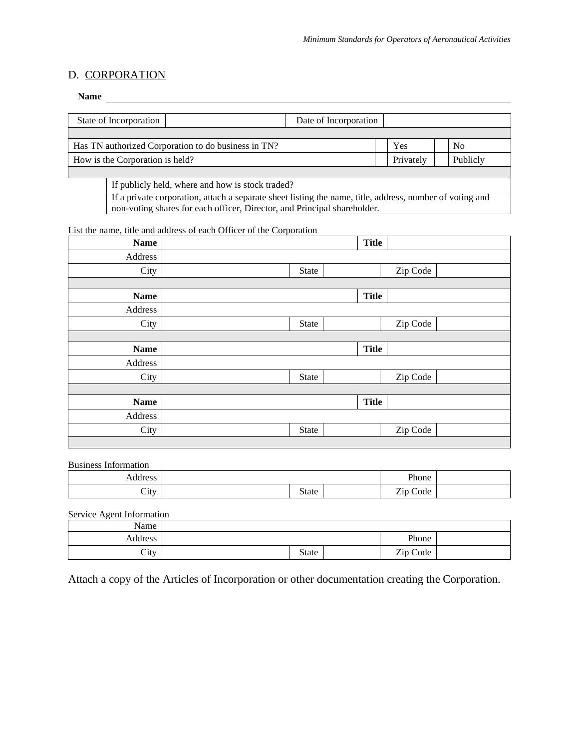## D. CORPORATION

**Name** \_\_\_\_\_\_\_\_\_\_\_\_\_\_\_\_\_\_\_\_\_\_\_\_\_\_\_\_\_\_\_\_\_\_\_\_\_\_\_\_

| State of Incorporation | | Date of Incorporation | |
|---|---|---|---|

| | | | | |
|---|---|---|---|---|
| Has TN authorized Corporation to do business in TN? | | Yes | | No |
| How is the Corporation is held? | | Privately | | Publicly |

| |
|---|
| If publicly held, where and how is stock traded? |
| If a private corporation, attach a separate sheet listing the name, title, address, number of voting and non-voting shares for each officer, Director, and Principal shareholder. |

List the name, title and address of each Officer of the Corporation

| | | | | | |
|---|---|---|---|---|---|
| **Name** | | | **Title** | | |
| Address | | | | | |
| City | | State | | Zip Code | |
| | | | | | |
| **Name** | | | **Title** | | |
| Address | | | | | |
| City | | State | | Zip Code | |
| | | | | | |
| **Name** | | | **Title** | | |
| Address | | | | | |
| City | | State | | Zip Code | |
| | | | | | |
| **Name** | | | **Title** | | |
| Address | | | | | |
| City | | State | | Zip Code | |

Business Information

| | | | | | |
|---|---|---|---|---|---|
| Address | | | | Phone | |
| City | | State | | Zip Code | |

Service Agent Information

| | | | | | |
|---|---|---|---|---|---|
| Name | | | | | |
| Address | | | | Phone | |
| City | | State | | Zip Code | |

Attach a copy of the Articles of Incorporation or other documentation creating the Corporation.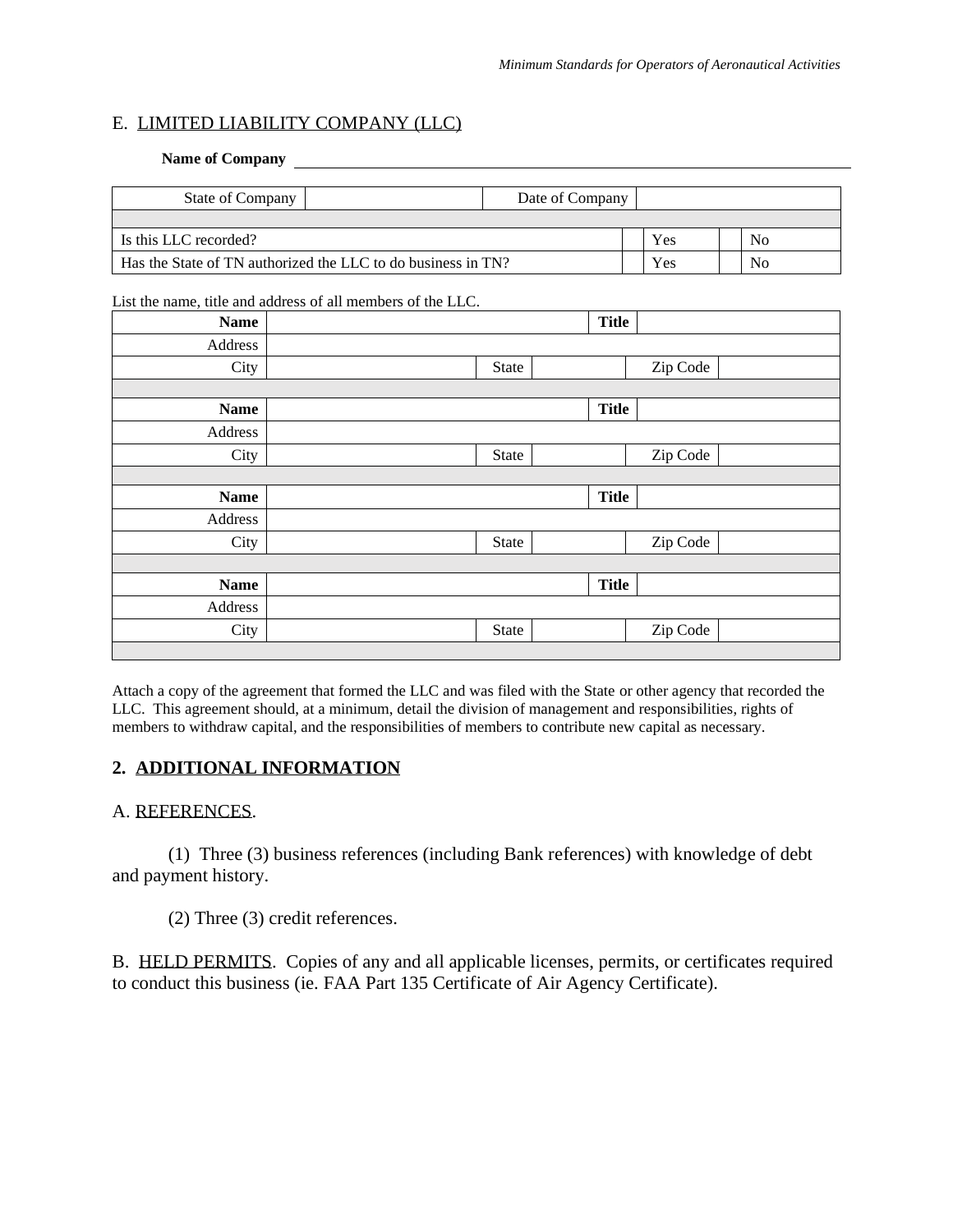## E. LIMITED LIABILITY COMPANY (LLC)

**Name of Company** ______________________________________________

| State of Company | | Date of Company | |
|---|---|---|---|

| | | | | |
|---|---|---|---|---|
| Is this LLC recorded? | | Yes | | No |
| Has the State of TN authorized the LLC to do business in TN? | | Yes | | No |

List the name, title and address of all members of the LLC.

| **Name** | | | | **Title** | |
|---|---|---|---|---|---|
| Address | | | | | |
| City | | State | | Zip Code | |
| | | | | | |
| **Name** | | | | **Title** | |
| Address | | | | | |
| City | | State | | Zip Code | |
| | | | | | |
| **Name** | | | | **Title** | |
| Address | | | | | |
| City | | State | | Zip Code | |
| | | | | | |
| **Name** | | | | **Title** | |
| Address | | | | | |
| City | | State | | Zip Code | |

Attach a copy of the agreement that formed the LLC and was filed with the State or other agency that recorded the LLC. This agreement should, at a minimum, detail the division of management and responsibilities, rights of members to withdraw capital, and the responsibilities of members to contribute new capital as necessary.

## 2. ADDITIONAL INFORMATION

### A. REFERENCES.

(1) Three (3) business references (including Bank references) with knowledge of debt and payment history.

(2) Three (3) credit references.

### B. HELD PERMITS.

Copies of any and all applicable licenses, permits, or certificates required to conduct this business (ie. FAA Part 135 Certificate of Air Agency Certificate).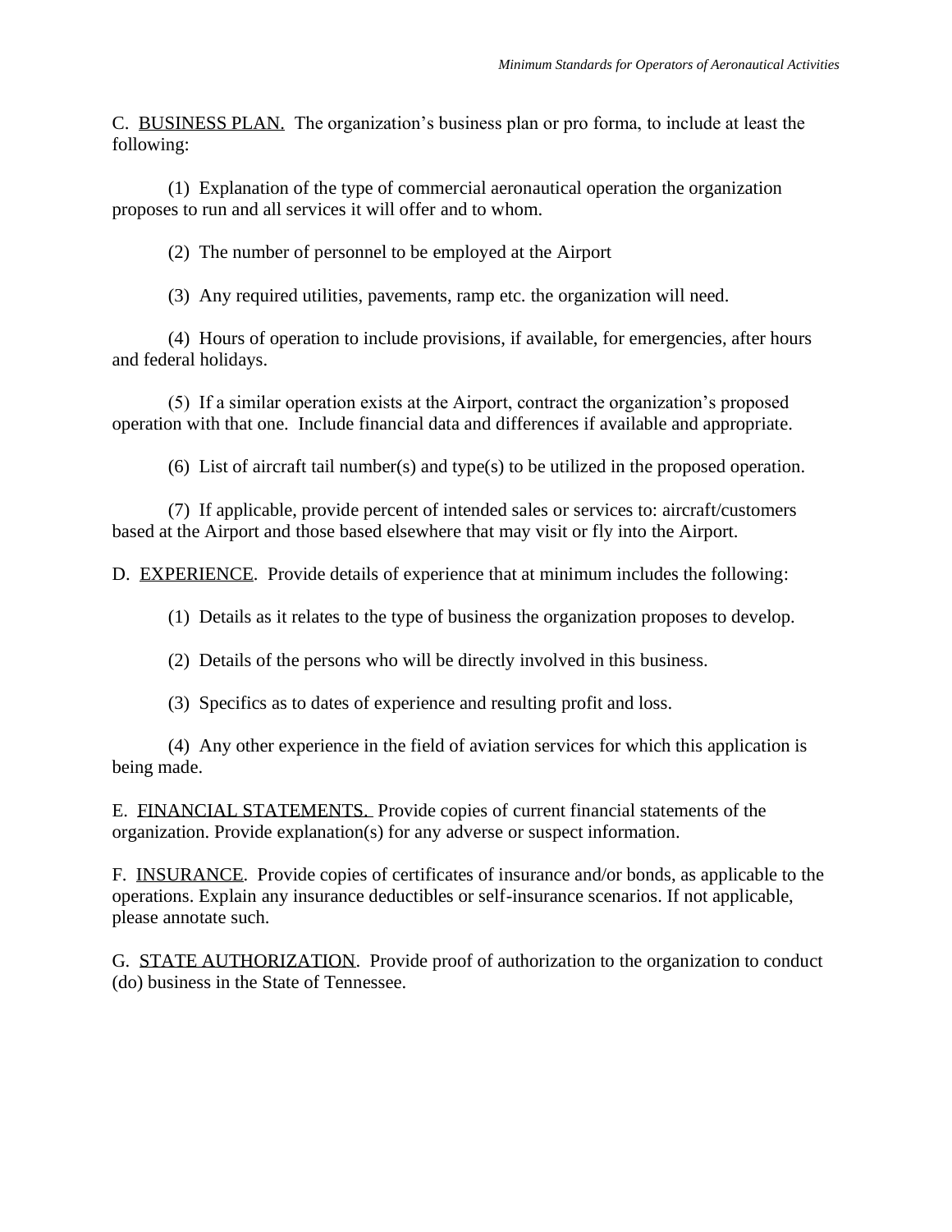C. <u>BUSINESS PLAN.</u> The organization's business plan or pro forma, to include at least the following:

(1) Explanation of the type of commercial aeronautical operation the organization proposes to run and all services it will offer and to whom.

(2) The number of personnel to be employed at the Airport

(3) Any required utilities, pavements, ramp etc. the organization will need.

(4) Hours of operation to include provisions, if available, for emergencies, after hours and federal holidays.

(5) If a similar operation exists at the Airport, contract the organization's proposed operation with that one. Include financial data and differences if available and appropriate.

(6) List of aircraft tail number(s) and type(s) to be utilized in the proposed operation.

(7) If applicable, provide percent of intended sales or services to: aircraft/customers based at the Airport and those based elsewhere that may visit or fly into the Airport.

D. <u>EXPERIENCE</u>. Provide details of experience that at minimum includes the following:

(1) Details as it relates to the type of business the organization proposes to develop.

(2) Details of the persons who will be directly involved in this business.

(3) Specifics as to dates of experience and resulting profit and loss.

(4) Any other experience in the field of aviation services for which this application is being made.

E. <u>FINANCIAL STATEMENTS.</u> Provide copies of current financial statements of the organization. Provide explanation(s) for any adverse or suspect information.

F. <u>INSURANCE</u>. Provide copies of certificates of insurance and/or bonds, as applicable to the operations. Explain any insurance deductibles or self-insurance scenarios. If not applicable, please annotate such.

G. <u>STATE AUTHORIZATION</u>. Provide proof of authorization to the organization to conduct (do) business in the State of Tennessee.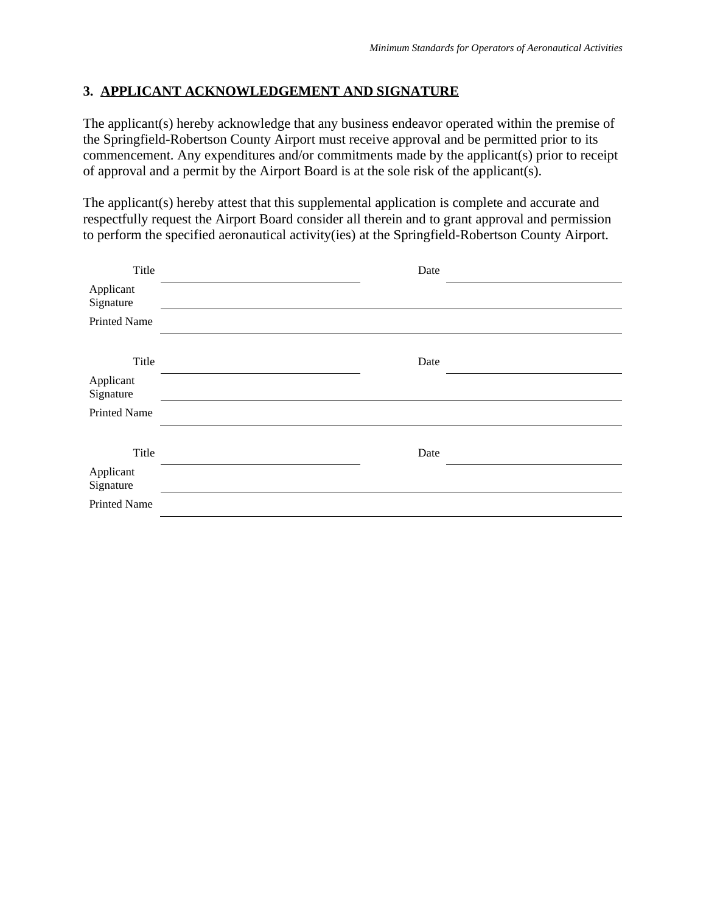### 3. APPLICANT ACKNOWLEDGEMENT AND SIGNATURE

The applicant(s) hereby acknowledge that any business endeavor operated within the premise of the Springfield-Robertson County Airport must receive approval and be permitted prior to its commencement. Any expenditures and/or commitments made by the applicant(s) prior to receipt of approval and a permit by the Airport Board is at the sole risk of the applicant(s).

The applicant(s) hereby attest that this supplemental application is complete and accurate and respectfully request the Airport Board consider all therein and to grant approval and permission to perform the specified aeronautical activity(ies) at the Springfield-Robertson County Airport.

| | | | |
|---|---|---|---|
| Title | | Date | |
| Applicant Signature | | | |
| Printed Name | | | |

| | | | |
|---|---|---|---|
| Title | | Date | |
| Applicant Signature | | | |
| Printed Name | | | |

| | | | |
|---|---|---|---|
| Title | | Date | |
| Applicant Signature | | | |
| Printed Name | | | |